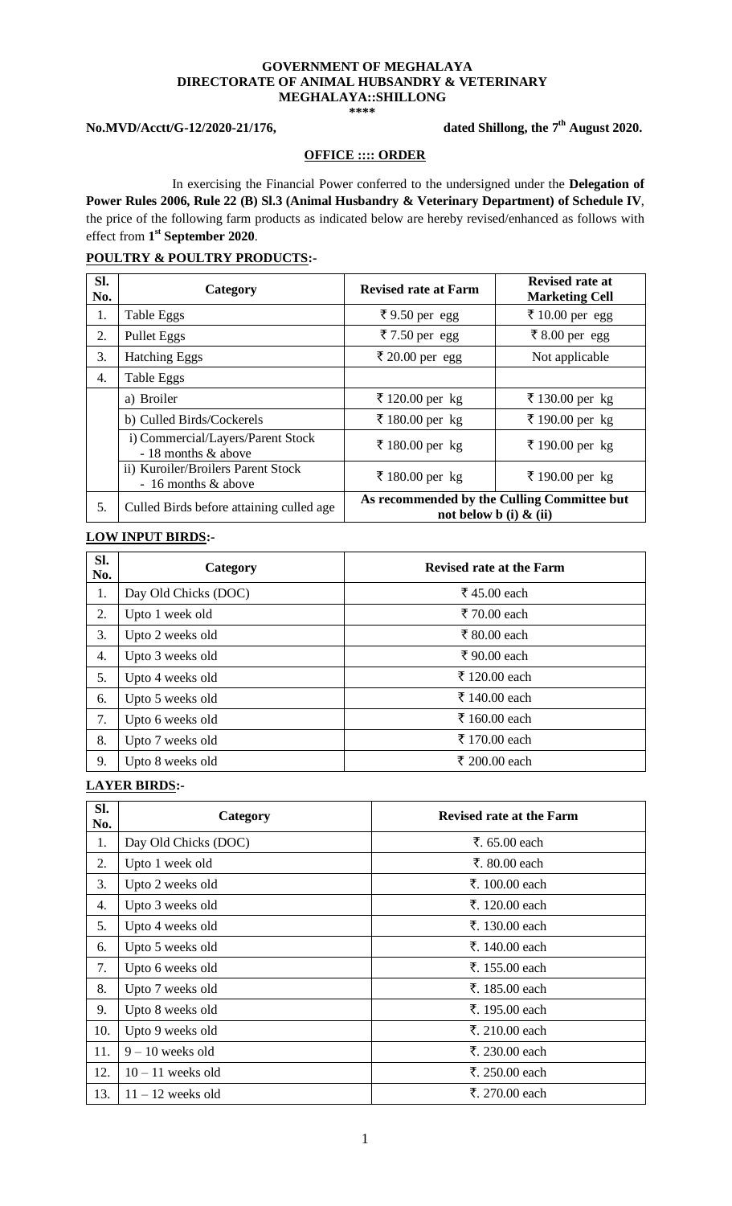**GOVERNMENT OF MEGHALAYA**
**DIRECTORATE OF ANIMAL HUBSANDRY & VETERINARY**
**MEGHALAYA::SHILLONG**
**\*\*\*\***

**No.MVD/Acctt/G-12/2020-21/176,** **dated Shillong, the 7th August 2020.**

**OFFICE :::: ORDER**

In exercising the Financial Power conferred to the undersigned under the **Delegation of Power Rules 2006, Rule 22 (B) Sl.3 (Animal Husbandry & Veterinary Department) of Schedule IV**, the price of the following farm products as indicated below are hereby revised/enhanced as follows with effect from **1st September 2020**.

**POULTRY & POULTRY PRODUCTS:-**

| Sl. No. | Category | Revised rate at Farm | Revised rate at Marketing Cell |
|---|---|---|---|
| 1. | Table Eggs | ₹ 9.50 per egg | ₹ 10.00 per egg |
| 2. | Pullet Eggs | ₹ 7.50 per egg | ₹ 8.00 per egg |
| 3. | Hatching Eggs | ₹ 20.00 per egg | Not applicable |
| 4. | Table Eggs | | |
| | a) Broiler | ₹ 120.00 per kg | ₹ 130.00 per kg |
| | b) Culled Birds/Cockerels | ₹ 180.00 per kg | ₹ 190.00 per kg |
| | i) Commercial/Layers/Parent Stock - 18 months & above | ₹ 180.00 per kg | ₹ 190.00 per kg |
| | ii) Kuroiler/Broilers Parent Stock - 16 months & above | ₹ 180.00 per kg | ₹ 190.00 per kg |
| 5. | Culled Birds before attaining culled age | **As recommended by the Culling Committee but not below b (i) & (ii)** | |

**LOW INPUT BIRDS:-**

| Sl. No. | Category | Revised rate at the Farm |
|---|---|---|
| 1. | Day Old Chicks (DOC) | ₹ 45.00 each |
| 2. | Upto 1 week old | ₹ 70.00 each |
| 3. | Upto 2 weeks old | ₹ 80.00 each |
| 4. | Upto 3 weeks old | ₹ 90.00 each |
| 5. | Upto 4 weeks old | ₹ 120.00 each |
| 6. | Upto 5 weeks old | ₹ 140.00 each |
| 7. | Upto 6 weeks old | ₹ 160.00 each |
| 8. | Upto 7 weeks old | ₹ 170.00 each |
| 9. | Upto 8 weeks old | ₹ 200.00 each |

**LAYER BIRDS:-**

| Sl. No. | Category | Revised rate at the Farm |
|---|---|---|
| 1. | Day Old Chicks (DOC) | ₹. 65.00 each |
| 2. | Upto 1 week old | ₹. 80.00 each |
| 3. | Upto 2 weeks old | ₹. 100.00 each |
| 4. | Upto 3 weeks old | ₹. 120.00 each |
| 5. | Upto 4 weeks old | ₹. 130.00 each |
| 6. | Upto 5 weeks old | ₹. 140.00 each |
| 7. | Upto 6 weeks old | ₹. 155.00 each |
| 8. | Upto 7 weeks old | ₹. 185.00 each |
| 9. | Upto 8 weeks old | ₹. 195.00 each |
| 10. | Upto 9 weeks old | ₹. 210.00 each |
| 11. | 9 – 10 weeks old | ₹. 230.00 each |
| 12. | 10 – 11 weeks old | ₹. 250.00 each |
| 13. | 11 – 12 weeks old | ₹. 270.00 each |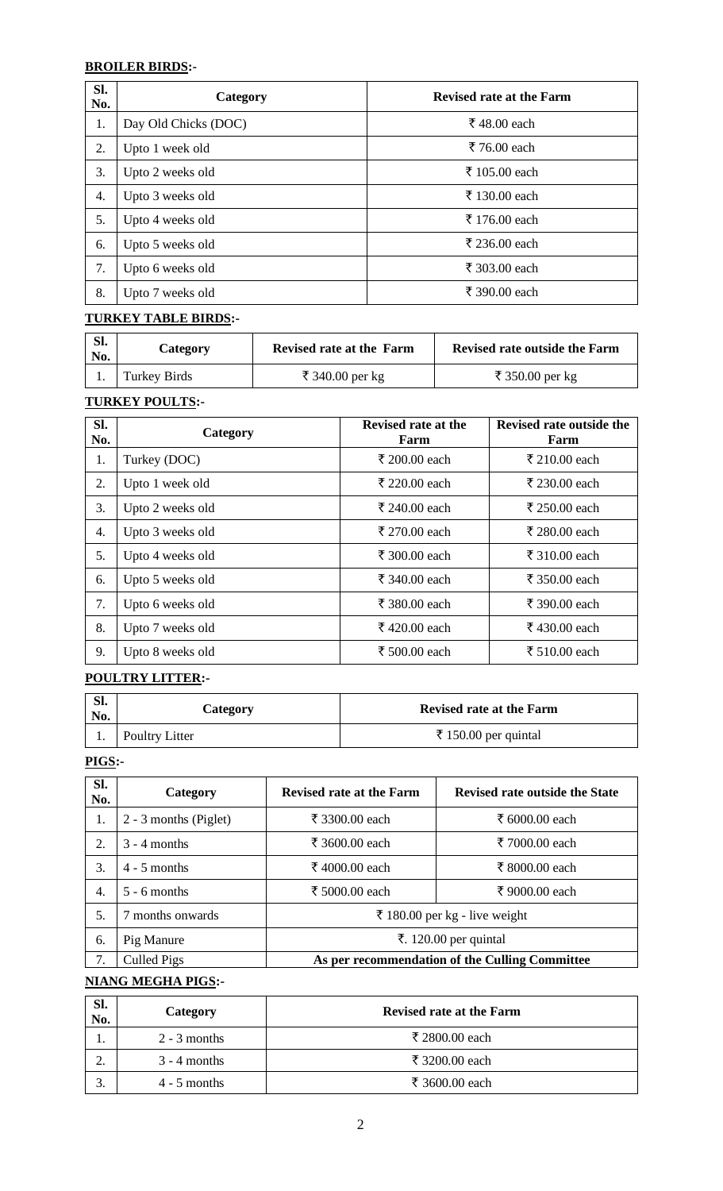**BROILER BIRDS:-**

| Sl. No. | Category | Revised rate at the Farm |
|---|---|---|
| 1. | Day Old Chicks (DOC) | ₹ 48.00 each |
| 2. | Upto 1 week old | ₹ 76.00 each |
| 3. | Upto 2 weeks old | ₹ 105.00 each |
| 4. | Upto 3 weeks old | ₹ 130.00 each |
| 5. | Upto 4 weeks old | ₹ 176.00 each |
| 6. | Upto 5 weeks old | ₹ 236.00 each |
| 7. | Upto 6 weeks old | ₹ 303.00 each |
| 8. | Upto 7 weeks old | ₹ 390.00 each |

**TURKEY TABLE BIRDS:-**

| Sl. No. | Category | Revised rate at the Farm | Revised rate outside the Farm |
|---|---|---|---|
| 1. | Turkey Birds | ₹ 340.00 per kg | ₹ 350.00 per kg |

**TURKEY POULTS:-**

| Sl. No. | Category | Revised rate at the Farm | Revised rate outside the Farm |
|---|---|---|---|
| 1. | Turkey (DOC) | ₹ 200.00 each | ₹ 210.00 each |
| 2. | Upto 1 week old | ₹ 220.00 each | ₹ 230.00 each |
| 3. | Upto 2 weeks old | ₹ 240.00 each | ₹ 250.00 each |
| 4. | Upto 3 weeks old | ₹ 270.00 each | ₹ 280.00 each |
| 5. | Upto 4 weeks old | ₹ 300.00 each | ₹ 310.00 each |
| 6. | Upto 5 weeks old | ₹ 340.00 each | ₹ 350.00 each |
| 7. | Upto 6 weeks old | ₹ 380.00 each | ₹ 390.00 each |
| 8. | Upto 7 weeks old | ₹ 420.00 each | ₹ 430.00 each |
| 9. | Upto 8 weeks old | ₹ 500.00 each | ₹ 510.00 each |

**POULTRY LITTER:-**

| Sl. No. | Category | Revised rate at the Farm |
|---|---|---|
| 1. | Poultry Litter | ₹ 150.00 per quintal |

**PIGS:-**

| Sl. No. | Category | Revised rate at the Farm | Revised rate outside the State |
|---|---|---|---|
| 1. | 2 - 3 months (Piglet) | ₹ 3300.00 each | ₹ 6000.00 each |
| 2. | 3 - 4 months | ₹ 3600.00 each | ₹ 7000.00 each |
| 3. | 4 - 5 months | ₹ 4000.00 each | ₹ 8000.00 each |
| 4. | 5 - 6 months | ₹ 5000.00 each | ₹ 9000.00 each |
| 5. | 7 months onwards | ₹ 180.00 per kg - live weight | |
| 6. | Pig Manure | ₹. 120.00 per quintal | |
| 7. | Culled Pigs | **As per recommendation of the Culling Committee** | |

**NIANG MEGHA PIGS:-**

| Sl. No. | Category | Revised rate at the Farm |
|---|---|---|
| 1. | 2 - 3 months | ₹ 2800.00 each |
| 2. | 3 - 4 months | ₹ 3200.00 each |
| 3. | 4 - 5 months | ₹ 3600.00 each |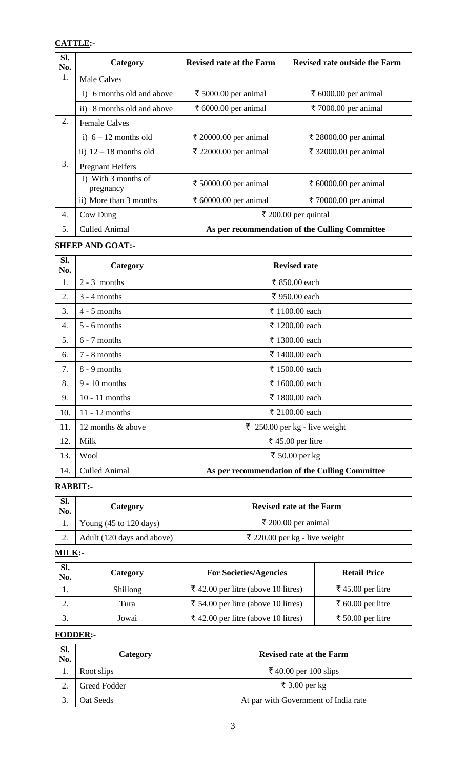**CATTLE:-**

| Sl. No. | Category | Revised rate at the Farm | Revised rate outside the Farm |
|---|---|---|---|
| 1. | Male Calves | | |
| | i) 6 months old and above | ₹ 5000.00 per animal | ₹ 6000.00 per animal |
| | ii) 8 months old and above | ₹ 6000.00 per animal | ₹ 7000.00 per animal |
| 2. | Female Calves | | |
| | i) 6 – 12 months old | ₹ 20000.00 per animal | ₹ 28000.00 per animal |
| | ii) 12 – 18 months old | ₹ 22000.00 per animal | ₹ 32000.00 per animal |
| 3. | Pregnant Heifers | | |
| | i) With 3 months of pregnancy | ₹ 50000.00 per animal | ₹ 60000.00 per animal |
| | ii) More than 3 months | ₹ 60000.00 per animal | ₹ 70000.00 per animal |
| 4. | Cow Dung | ₹ 200.00 per quintal | |
| 5. | Culled Animal | **As per recommendation of the Culling Committee** | |

**SHEEP AND GOAT:-**

| Sl. No. | Category | Revised rate |
|---|---|---|
| 1. | 2 - 3 months | ₹ 850.00 each |
| 2. | 3 - 4 months | ₹ 950.00 each |
| 3. | 4 - 5 months | ₹ 1100.00 each |
| 4. | 5 - 6 months | ₹ 1200.00 each |
| 5. | 6 - 7 months | ₹ 1300.00 each |
| 6. | 7 - 8 months | ₹ 1400.00 each |
| 7. | 8 - 9 months | ₹ 1500.00 each |
| 8. | 9 - 10 months | ₹ 1600.00 each |
| 9. | 10 - 11 months | ₹ 1800.00 each |
| 10. | 11 - 12 months | ₹ 2100.00 each |
| 11. | 12 months & above | ₹ 250.00 per kg - live weight |
| 12. | Milk | ₹ 45.00 per litre |
| 13. | Wool | ₹ 50.00 per kg |
| 14. | Culled Animal | **As per recommendation of the Culling Committee** |

**RABBIT:-**

| Sl. No. | Category | Revised rate at the Farm |
|---|---|---|
| 1. | Young (45 to 120 days) | ₹ 200.00 per animal |
| 2. | Adult (120 days and above) | ₹ 220.00 per kg - live weight |

**MILK:-**

| Sl. No. | Category | For Societies/Agencies | Retail Price |
|---|---|---|---|
| 1. | Shillong | ₹ 42.00 per litre (above 10 litres) | ₹ 45.00 per litre |
| 2. | Tura | ₹ 54.00 per litre (above 10 litres) | ₹ 60.00 per litre |
| 3. | Jowai | ₹ 42.00 per litre (above 10 litres) | ₹ 50.00 per litre |

**FODDER:-**

| Sl. No. | Category | Revised rate at the Farm |
|---|---|---|
| 1. | Root slips | ₹ 40.00 per 100 slips |
| 2. | Greed Fodder | ₹ 3.00 per kg |
| 3. | Oat Seeds | At par with Government of India rate |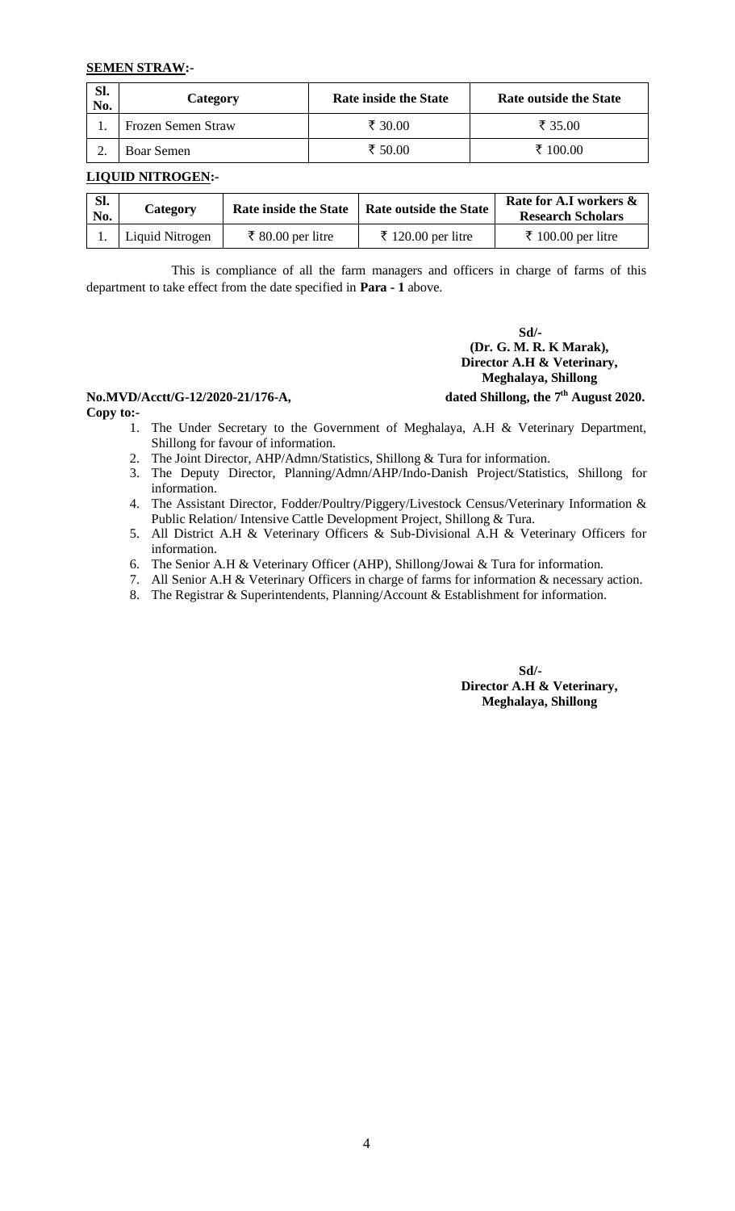**SEMEN STRAW:-**

| Sl. No. | Category | Rate inside the State | Rate outside the State |
|---|---|---|---|
| 1. | Frozen Semen Straw | ₹ 30.00 | ₹ 35.00 |
| 2. | Boar Semen | ₹ 50.00 | ₹ 100.00 |

**LIQUID NITROGEN:-**

| Sl. No. | Category | Rate inside the State | Rate outside the State | Rate for A.I workers & Research Scholars |
|---|---|---|---|---|
| 1. | Liquid Nitrogen | ₹ 80.00 per litre | ₹ 120.00 per litre | ₹ 100.00 per litre |

This is compliance of all the farm managers and officers in charge of farms of this department to take effect from the date specified in **Para - 1** above.

**Sd/-**
**(Dr. G. M. R. K Marak),**
**Director A.H & Veterinary,**
**Meghalaya, Shillong**

**No.MVD/Acctt/G-12/2020-21/176-A,** **dated Shillong, the 7th August 2020.**

**Copy to:-**

1. The Under Secretary to the Government of Meghalaya, A.H & Veterinary Department, Shillong for favour of information.
2. The Joint Director, AHP/Admn/Statistics, Shillong & Tura for information.
3. The Deputy Director, Planning/Admn/AHP/Indo-Danish Project/Statistics, Shillong for information.
4. The Assistant Director, Fodder/Poultry/Piggery/Livestock Census/Veterinary Information & Public Relation/ Intensive Cattle Development Project, Shillong & Tura.
5. All District A.H & Veterinary Officers & Sub-Divisional A.H & Veterinary Officers for information.
6. The Senior A.H & Veterinary Officer (AHP), Shillong/Jowai & Tura for information.
7. All Senior A.H & Veterinary Officers in charge of farms for information & necessary action.
8. The Registrar & Superintendents, Planning/Account & Establishment for information.

**Sd/-**
**Director A.H & Veterinary,**
**Meghalaya, Shillong**